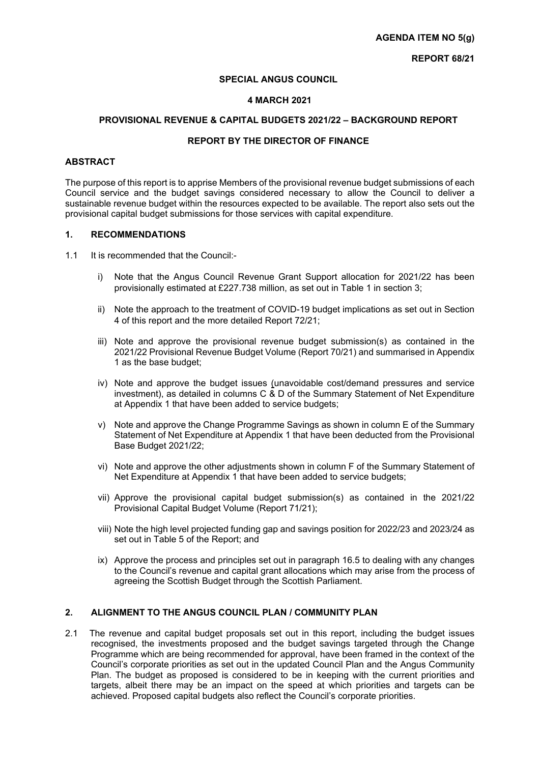**AGENDA ITEM NO 5(g)**

**REPORT 68/21**

**SPECIAL ANGUS COUNCIL**

**4 MARCH 2021**

**PROVISIONAL REVENUE & CAPITAL BUDGETS 2021/22 – BACKGROUND REPORT**

**REPORT BY THE DIRECTOR OF FINANCE**

## ABSTRACT

The purpose of this report is to apprise Members of the provisional revenue budget submissions of each Council service and the budget savings considered necessary to allow the Council to deliver a sustainable revenue budget within the resources expected to be available. The report also sets out the provisional capital budget submissions for those services with capital expenditure.

## 1. RECOMMENDATIONS

1.1 It is recommended that the Council:-

i) Note that the Angus Council Revenue Grant Support allocation for 2021/22 has been provisionally estimated at £227.738 million, as set out in Table 1 in section 3;

ii) Note the approach to the treatment of COVID-19 budget implications as set out in Section 4 of this report and the more detailed Report 72/21;

iii) Note and approve the provisional revenue budget submission(s) as contained in the 2021/22 Provisional Revenue Budget Volume (Report 70/21) and summarised in Appendix 1 as the base budget;

iv) Note and approve the budget issues (unavoidable cost/demand pressures and service investment), as detailed in columns C & D of the Summary Statement of Net Expenditure at Appendix 1 that have been added to service budgets;

v) Note and approve the Change Programme Savings as shown in column E of the Summary Statement of Net Expenditure at Appendix 1 that have been deducted from the Provisional Base Budget 2021/22;

vi) Note and approve the other adjustments shown in column F of the Summary Statement of Net Expenditure at Appendix 1 that have been added to service budgets;

vii) Approve the provisional capital budget submission(s) as contained in the 2021/22 Provisional Capital Budget Volume (Report 71/21);

viii) Note the high level projected funding gap and savings position for 2022/23 and 2023/24 as set out in Table 5 of the Report; and

ix) Approve the process and principles set out in paragraph 16.5 to dealing with any changes to the Council's revenue and capital grant allocations which may arise from the process of agreeing the Scottish Budget through the Scottish Parliament.

## 2. ALIGNMENT TO THE ANGUS COUNCIL PLAN / COMMUNITY PLAN

2.1 The revenue and capital budget proposals set out in this report, including the budget issues recognised, the investments proposed and the budget savings targeted through the Change Programme which are being recommended for approval, have been framed in the context of the Council's corporate priorities as set out in the updated Council Plan and the Angus Community Plan. The budget as proposed is considered to be in keeping with the current priorities and targets, albeit there may be an impact on the speed at which priorities and targets can be achieved. Proposed capital budgets also reflect the Council's corporate priorities.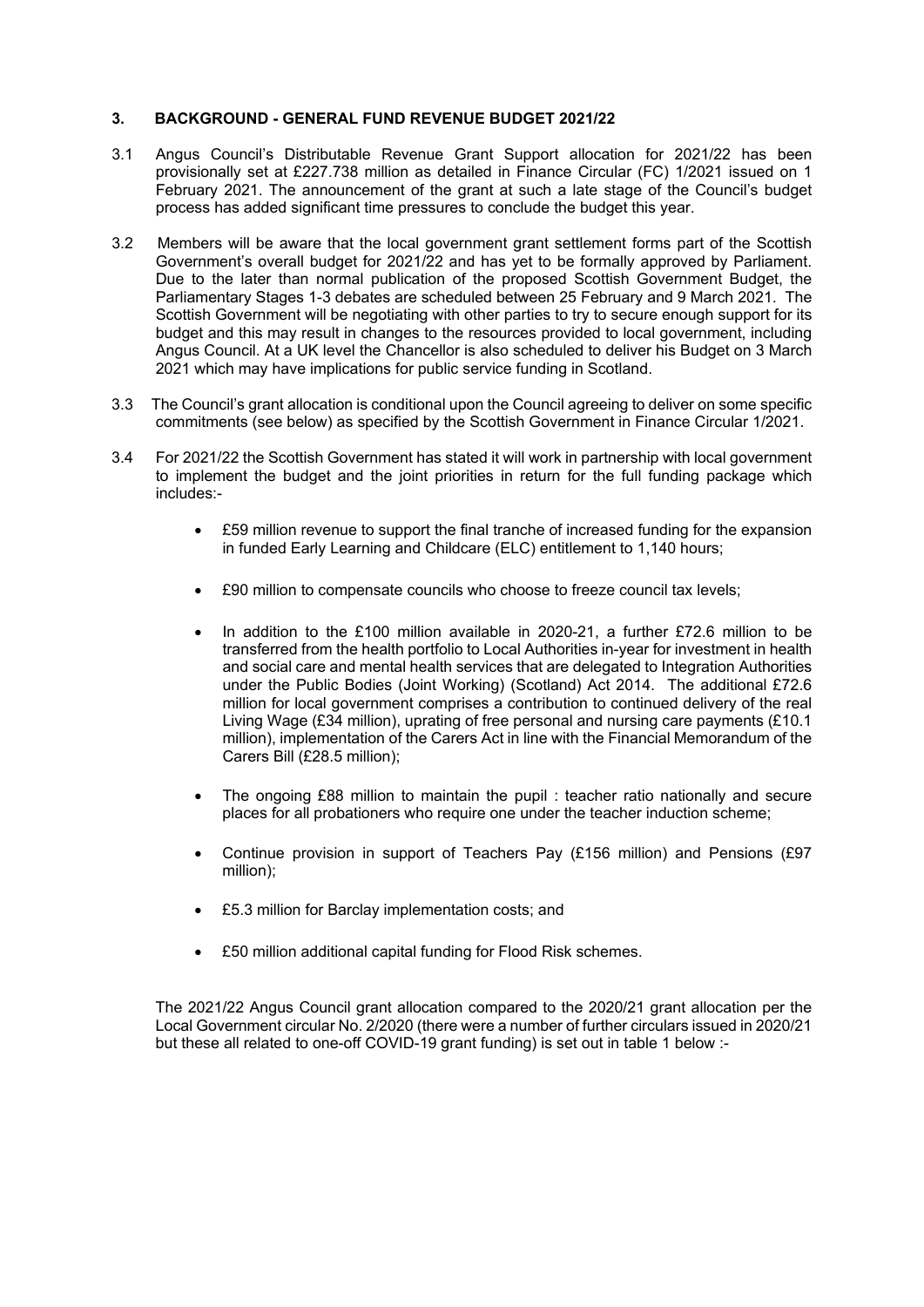### 3. BACKGROUND - GENERAL FUND REVENUE BUDGET 2021/22

3.1 Angus Council's Distributable Revenue Grant Support allocation for 2021/22 has been provisionally set at £227.738 million as detailed in Finance Circular (FC) 1/2021 issued on 1 February 2021. The announcement of the grant at such a late stage of the Council's budget process has added significant time pressures to conclude the budget this year.

3.2 Members will be aware that the local government grant settlement forms part of the Scottish Government's overall budget for 2021/22 and has yet to be formally approved by Parliament. Due to the later than normal publication of the proposed Scottish Government Budget, the Parliamentary Stages 1-3 debates are scheduled between 25 February and 9 March 2021. The Scottish Government will be negotiating with other parties to try to secure enough support for its budget and this may result in changes to the resources provided to local government, including Angus Council. At a UK level the Chancellor is also scheduled to deliver his Budget on 3 March 2021 which may have implications for public service funding in Scotland.

3.3 The Council's grant allocation is conditional upon the Council agreeing to deliver on some specific commitments (see below) as specified by the Scottish Government in Finance Circular 1/2021.

3.4 For 2021/22 the Scottish Government has stated it will work in partnership with local government to implement the budget and the joint priorities in return for the full funding package which includes:-

- £59 million revenue to support the final tranche of increased funding for the expansion in funded Early Learning and Childcare (ELC) entitlement to 1,140 hours;
- £90 million to compensate councils who choose to freeze council tax levels;
- In addition to the £100 million available in 2020-21, a further £72.6 million to be transferred from the health portfolio to Local Authorities in-year for investment in health and social care and mental health services that are delegated to Integration Authorities under the Public Bodies (Joint Working) (Scotland) Act 2014. The additional £72.6 million for local government comprises a contribution to continued delivery of the real Living Wage (£34 million), uprating of free personal and nursing care payments (£10.1 million), implementation of the Carers Act in line with the Financial Memorandum of the Carers Bill (£28.5 million);
- The ongoing £88 million to maintain the pupil : teacher ratio nationally and secure places for all probationers who require one under the teacher induction scheme;
- Continue provision in support of Teachers Pay (£156 million) and Pensions (£97 million);
- £5.3 million for Barclay implementation costs; and
- £50 million additional capital funding for Flood Risk schemes.

The 2021/22 Angus Council grant allocation compared to the 2020/21 grant allocation per the Local Government circular No. 2/2020 (there were a number of further circulars issued in 2020/21 but these all related to one-off COVID-19 grant funding) is set out in table 1 below :-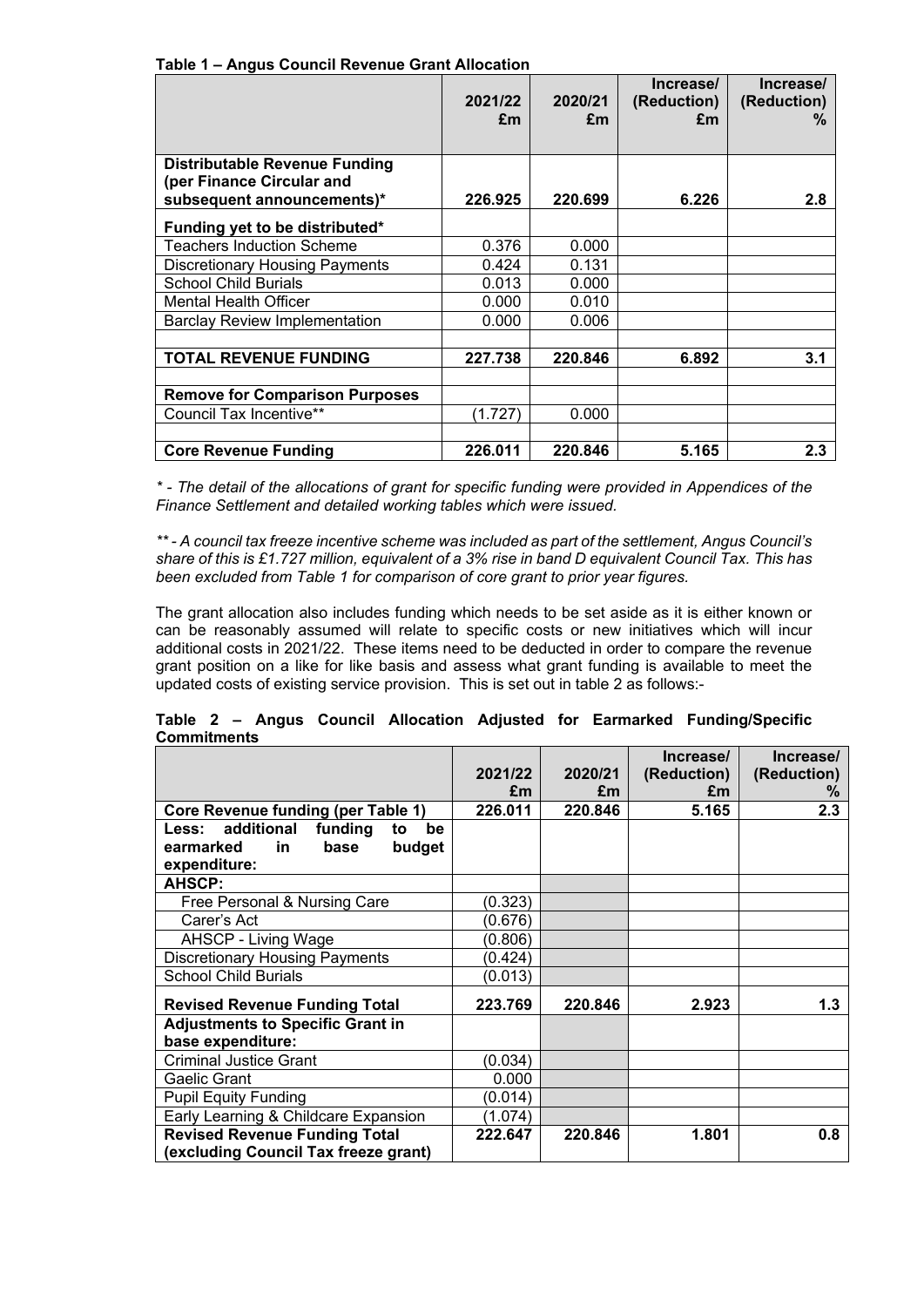**Table 1 – Angus Council Revenue Grant Allocation**

| | 2021/22 £m | 2020/21 £m | Increase/ (Reduction) £m | Increase/ (Reduction) % |
|---|---|---|---|---|
| **Distributable Revenue Funding (per Finance Circular and subsequent announcements)*** | **226.925** | **220.699** | **6.226** | **2.8** |
| **Funding yet to be distributed*** | | | | |
| Teachers Induction Scheme | 0.376 | 0.000 | | |
| Discretionary Housing Payments | 0.424 | 0.131 | | |
| School Child Burials | 0.013 | 0.000 | | |
| Mental Health Officer | 0.000 | 0.010 | | |
| Barclay Review Implementation | 0.000 | 0.006 | | |
| | | | | |
| **TOTAL REVENUE FUNDING** | **227.738** | **220.846** | **6.892** | **3.1** |
| | | | | |
| **Remove for Comparison Purposes** | | | | |
| Council Tax Incentive** | (1.727) | 0.000 | | |
| | | | | |
| **Core Revenue Funding** | **226.011** | **220.846** | **5.165** | **2.3** |

*\* - The detail of the allocations of grant for specific funding were provided in Appendices of the Finance Settlement and detailed working tables which were issued.*

*\*\* - A council tax freeze incentive scheme was included as part of the settlement, Angus Council's share of this is £1.727 million, equivalent of a 3% rise in band D equivalent Council Tax. This has been excluded from Table 1 for comparison of core grant to prior year figures.*

The grant allocation also includes funding which needs to be set aside as it is either known or can be reasonably assumed will relate to specific costs or new initiatives which will incur additional costs in 2021/22. These items need to be deducted in order to compare the revenue grant position on a like for like basis and assess what grant funding is available to meet the updated costs of existing service provision. This is set out in table 2 as follows:-

**Table 2 – Angus Council Allocation Adjusted for Earmarked Funding/Specific Commitments**

| | 2021/22 £m | 2020/21 £m | Increase/ (Reduction) £m | Increase/ (Reduction) % |
|---|---|---|---|---|
| **Core Revenue funding (per Table 1)** | **226.011** | **220.846** | **5.165** | **2.3** |
| **Less: additional funding to be earmarked in base budget expenditure:** | | | | |
| **AHSCP:** | | | | |
| Free Personal & Nursing Care | (0.323) | | | |
| Carer's Act | (0.676) | | | |
| AHSCP - Living Wage | (0.806) | | | |
| Discretionary Housing Payments | (0.424) | | | |
| School Child Burials | (0.013) | | | |
| **Revised Revenue Funding Total** | **223.769** | **220.846** | **2.923** | **1.3** |
| **Adjustments to Specific Grant in base expenditure:** | | | | |
| Criminal Justice Grant | (0.034) | | | |
| Gaelic Grant | 0.000 | | | |
| Pupil Equity Funding | (0.014) | | | |
| Early Learning & Childcare Expansion | (1.074) | | | |
| **Revised Revenue Funding Total (excluding Council Tax freeze grant)** | **222.647** | **220.846** | **1.801** | **0.8** |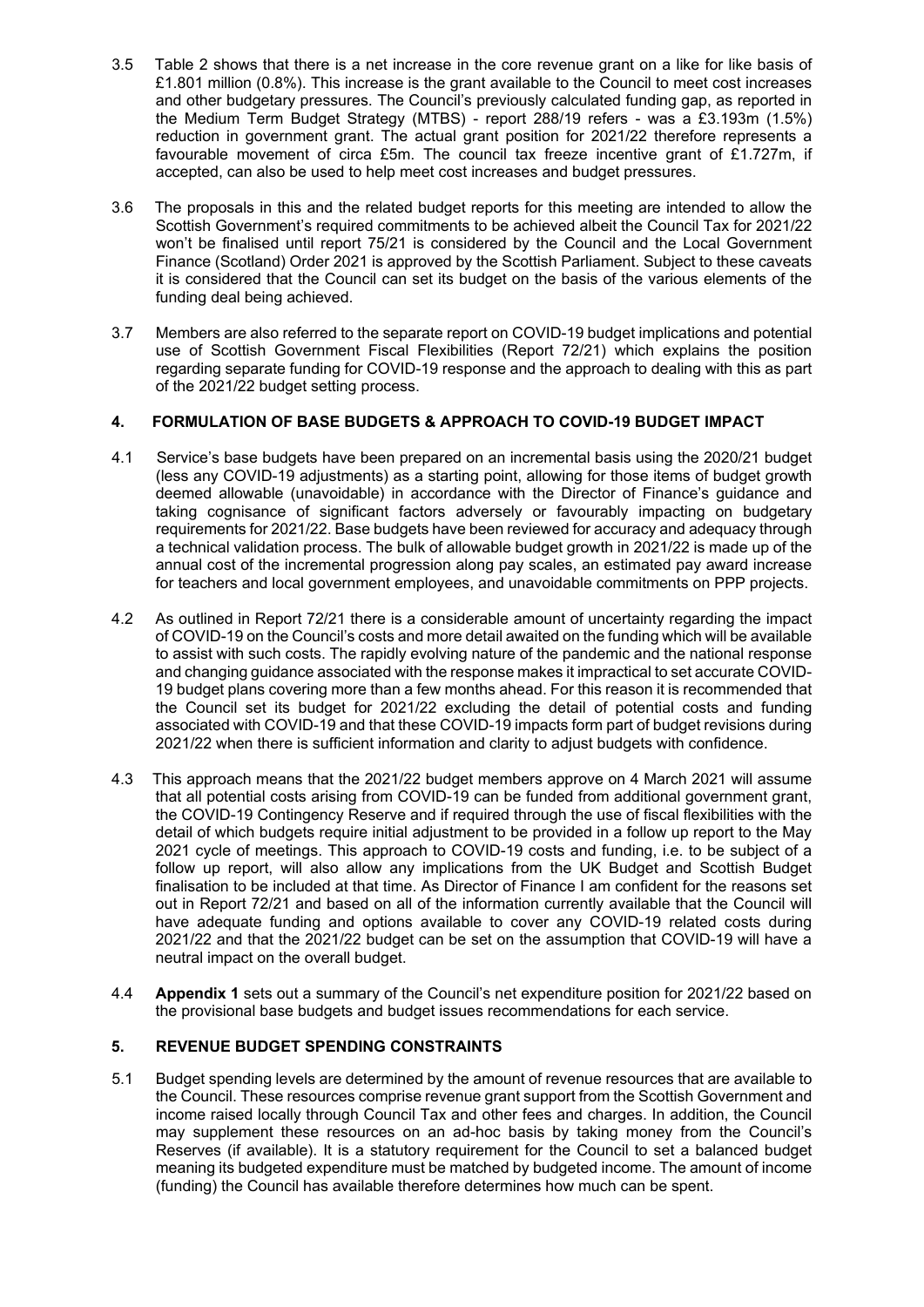3.5 Table 2 shows that there is a net increase in the core revenue grant on a like for like basis of £1.801 million (0.8%). This increase is the grant available to the Council to meet cost increases and other budgetary pressures. The Council's previously calculated funding gap, as reported in the Medium Term Budget Strategy (MTBS) - report 288/19 refers - was a £3.193m (1.5%) reduction in government grant. The actual grant position for 2021/22 therefore represents a favourable movement of circa £5m. The council tax freeze incentive grant of £1.727m, if accepted, can also be used to help meet cost increases and budget pressures.

3.6 The proposals in this and the related budget reports for this meeting are intended to allow the Scottish Government's require commitments to be achieved albeit the Council Tax for 2021/22 won't be finalised until report 75/21 is considered by the Council and the Local Government Finance (Scotland) Order 2021 is approved by the Scottish Parliament. Subject to these caveats it is considered that the Council can set its budget on the basis of the various elements of the funding deal being achieved.

3.7 Members are also referred to the separate report on COVID-19 budget implications and potential use of Scottish Government Fiscal Flexibilities (Report 72/21) which explains the position regarding separate funding for COVID-19 response and the approach to dealing with this as part of the 2021/22 budget setting process.

## 4. FORMULATION OF BASE BUDGETS & APPROACH TO COVID-19 BUDGET IMPACT

4.1 Service's base budgets have been prepared on an incremental basis using the 2020/21 budget (less any COVID-19 adjustments) as a starting point, allowing for those items of budget growth deemed allowable (unavoidable) in accordance with the Director of Finance's guidance and taking cognisance of significant factors adversely or favourably impacting on budgetary requirements for 2021/22. Base budgets have been reviewed for accuracy and adequacy through a technical validation process. The bulk of allowable budget growth in 2021/22 is made up of the annual cost of the incremental progression along pay scales, an estimated pay award increase for teachers and local government employees, and unavoidable commitments on PPP projects.

4.2 As outlined in Report 72/21 there is a considerable amount of uncertainty regarding the impact of COVID-19 on the Council's costs and more detail awaited on the funding which will be available to assist with such costs. The rapidly evolving nature of the pandemic and the national response and changing guidance associated with the response makes it impractical to set accurate COVID-19 budget plans covering more than a few months ahead. For this reason it is recommended that the Council set its budget for 2021/22 excluding the detail of potential costs and funding associated with COVID-19 and that these COVID-19 impacts form part of budget revisions during 2021/22 when there is sufficient information and clarity to adjust budgets with confidence.

4.3 This approach means that the 2021/22 budget members approve on 4 March 2021 will assume that all potential costs arising from COVID-19 can be funded from additional government grant, the COVID-19 Contingency Reserve and if required through the use of fiscal flexibilities with the detail of which budgets require initial adjustment to be provided in a follow up report to the May 2021 cycle of meetings. This approach to COVID-19 costs and funding, i.e. to be subject of a follow up report, will also allow any implications from the UK Budget and Scottish Budget finalisation to be included at that time. As Director of Finance I am confident for the reasons set out in Report 72/21 and based on all of the information currently available that the Council will have adequate funding and options available to cover any COVID-19 related costs during 2021/22 and that the 2021/22 budget can be set on the assumption that COVID-19 will have a neutral impact on the overall budget.

4.4 **Appendix 1** sets out a summary of the Council's net expenditure position for 2021/22 based on the provisional base budgets and budget issues recommendations for each service.

## 5. REVENUE BUDGET SPENDING CONSTRAINTS

5.1 Budget spending levels are determined by the amount of revenue resources that are available to the Council. These resources comprise revenue grant support from the Scottish Government and income raised locally through Council Tax and other fees and charges. In addition, the Council may supplement these resources on an ad-hoc basis by taking money from the Council's Reserves (if available). It is a statutory requirement for the Council to set a balanced budget meaning its budgeted expenditure must be matched by budgeted income. The amount of income (funding) the Council has available therefore determines how much can be spent.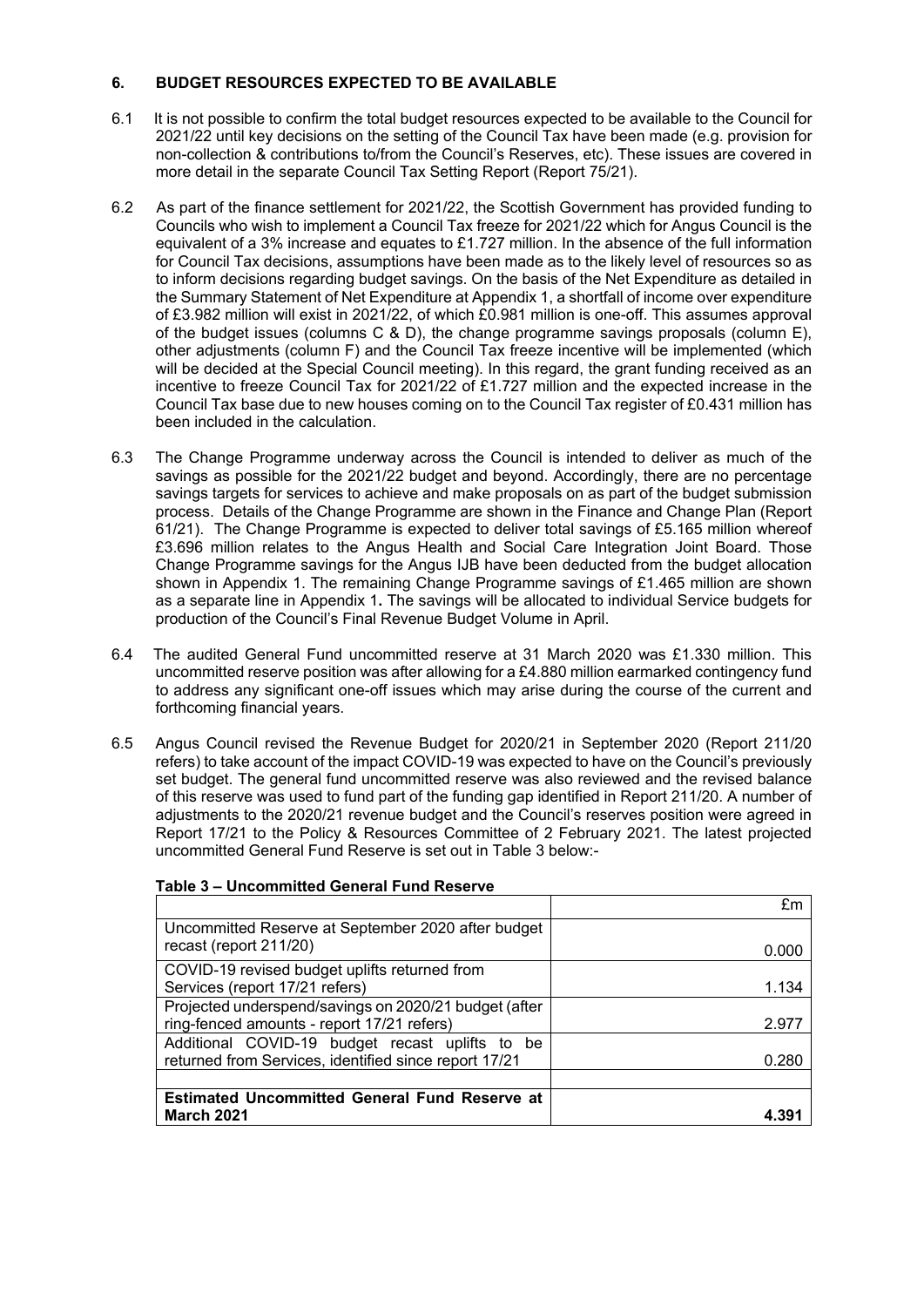## 6. BUDGET RESOURCES EXPECTED TO BE AVAILABLE

6.1 It is not possible to confirm the total budget resources expected to be available to the Council for 2021/22 until key decisions on the setting of the Council Tax have been made (e.g. provision for non-collection & contributions to/from the Council's Reserves, etc). These issues are covered in more detail in the separate Council Tax Setting Report (Report 75/21).

6.2 As part of the finance settlement for 2021/22, the Scottish Government has provided funding to Councils who wish to implement a Council Tax freeze for 2021/22 which for Angus Council is the equivalent of a 3% increase and equates to £1.727 million. In the absence of the full information for Council Tax decisions, assumptions have been made as to the likely level of resources so as to inform decisions regarding budget savings. On the basis of the Net Expenditure as detailed in the Summary Statement of Net Expenditure at Appendix 1, a shortfall of income over expenditure of £3.982 million will exist in 2021/22, of which £0.981 million is one-off. This assumes approval of the budget issues (columns C & D), the change programme savings proposals (column E), other adjustments (column F) and the Council Tax freeze incentive will be implemented (which will be decided at the Special Council meeting). In this regard, the grant funding received as an incentive to freeze Council Tax for 2021/22 of £1.727 million and the expected increase in the Council Tax base due to new houses coming on to the Council Tax register of £0.431 million has been included in the calculation.

6.3 The Change Programme underway across the Council is intended to deliver as much of the savings as possible for the 2021/22 budget and beyond. Accordingly, there are no percentage savings targets for services to achieve and make proposals on as part of the budget submission process. Details of the Change Programme are shown in the Finance and Change Plan (Report 61/21). The Change Programme is expected to deliver total savings of £5.165 million whereof £3.696 million relates to the Angus Health and Social Care Integration Joint Board. Those Change Programme savings for the Angus IJB have been deducted from the budget allocation shown in Appendix 1. The remaining Change Programme savings of £1.465 million are shown as a separate line in Appendix 1**.** The savings will be allocated to individual Service budgets for production of the Council's Final Revenue Budget Volume in April.

6.4 The audited General Fund uncommitted reserve at 31 March 2020 was £1.330 million. This uncommitted reserve position was after allowing for a £4.880 million earmarked contingency fund to address any significant one-off issues which may arise during the course of the current and forthcoming financial years.

6.5 Angus Council revised the Revenue Budget for 2020/21 in September 2020 (Report 211/20 refers) to take account of the impact COVID-19 was expected to have on the Council's previously set budget. The general fund uncommitted reserve was also reviewed and the revised balance of this reserve was used to fund part of the funding gap identified in Report 211/20. A number of adjustments to the 2020/21 revenue budget and the Council's reserves position were agreed in Report 17/21 to the Policy & Resources Committee of 2 February 2021. The latest projected uncommitted General Fund Reserve is set out in Table 3 below:-

**Table 3 – Uncommitted General Fund Reserve**

| | £m |
|---|---|
| Uncommitted Reserve at September 2020 after budget recast (report 211/20) | 0.000 |
| COVID-19 revised budget uplifts returned from Services (report 17/21 refers) | 1.134 |
| Projected underspend/savings on 2020/21 budget (after ring-fenced amounts - report 17/21 refers) | 2.977 |
| Additional COVID-19 budget recast uplifts to be returned from Services, identified since report 17/21 | 0.280 |
| | |
| **Estimated Uncommitted General Fund Reserve at March 2021** | **4.391** |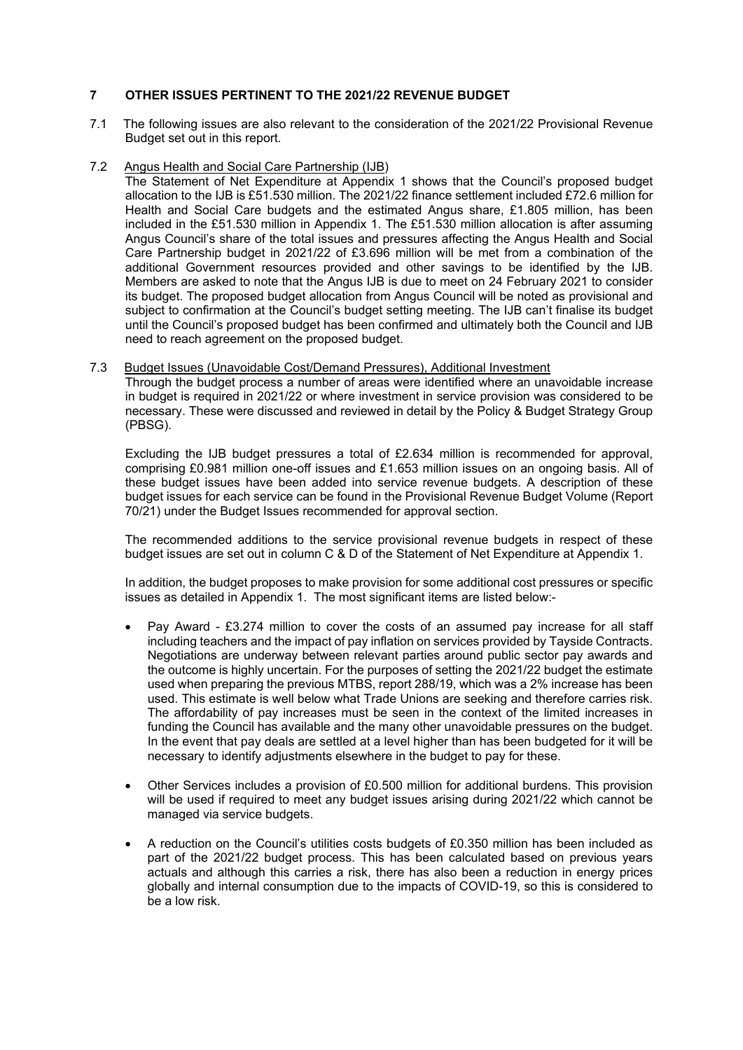## 7 OTHER ISSUES PERTINENT TO THE 2021/22 REVENUE BUDGET

7.1 The following issues are also relevant to the consideration of the 2021/22 Provisional Revenue Budget set out in this report.

7.2 Angus Health and Social Care Partnership (IJB)

The Statement of Net Expenditure at Appendix 1 shows that the Council's proposed budget allocation to the IJB is £51.530 million. The 2021/22 finance settlement included £72.6 million for Health and Social Care budgets and the estimated Angus share, £1.805 million, has been included in the £51.530 million in Appendix 1. The £51.530 million allocation is after assuming Angus Council's share of the total issues and pressures affecting the Angus Health and Social Care Partnership budget in 2021/22 of £3.696 million will be met from a combination of the additional Government resources provided and other savings to be identified by the IJB. Members are asked to note that the Angus IJB is due to meet on 24 February 2021 to consider its budget. The proposed budget allocation from Angus Council will be noted as provisional and subject to confirmation at the Council's budget setting meeting. The IJB can't finalise its budget until the Council's proposed budget has been confirmed and ultimately both the Council and IJB need to reach agreement on the proposed budget.

7.3 Budget Issues (Unavoidable Cost/Demand Pressures), Additional Investment

Through the budget process a number of areas were identified where an unavoidable increase in budget is required in 2021/22 or where investment in service provision was considered to be necessary. These were discussed and reviewed in detail by the Policy & Budget Strategy Group (PBSG).

Excluding the IJB budget pressures a total of £2.634 million is recommended for approval, comprising £0.981 million one-off issues and £1.653 million issues on an ongoing basis. All of these budget issues have been added into service revenue budgets. A description of these budget issues for each service can be found in the Provisional Revenue Budget Volume (Report 70/21) under the Budget Issues recommended for approval section.

The recommended additions to the service provisional revenue budgets in respect of these budget issues are set out in column C & D of the Statement of Net Expenditure at Appendix 1.

In addition, the budget proposes to make provision for some additional cost pressures or specific issues as detailed in Appendix 1. The most significant items are listed below:-

- Pay Award - £3.274 million to cover the costs of an assumed pay increase for all staff including teachers and the impact of pay inflation on services provided by Tayside Contracts. Negotiations are underway between relevant parties around public sector pay awards and the outcome is highly uncertain. For the purposes of setting the 2021/22 budget the estimate used when preparing the previous MTBS, report 288/19, which was a 2% increase has been used. This estimate is well below what Trade Unions are seeking and therefore carries risk. The affordability of pay increases must be seen in the context of the limited increases in funding the Council has available and the many other unavoidable pressures on the budget. In the event that pay deals are settled at a level higher than has been budgeted for it will be necessary to identify adjustments elsewhere in the budget to pay for these.

- Other Services includes a provision of £0.500 million for additional burdens. This provision will be used if required to meet any budget issues arising during 2021/22 which cannot be managed via service budgets.

- A reduction on the Council's utilities costs budgets of £0.350 million has been included as part of the 2021/22 budget process. This has been calculated based on previous years actuals and although this carries a risk, there has also been a reduction in energy prices globally and internal consumption due to the impacts of COVID-19, so this is considered to be a low risk.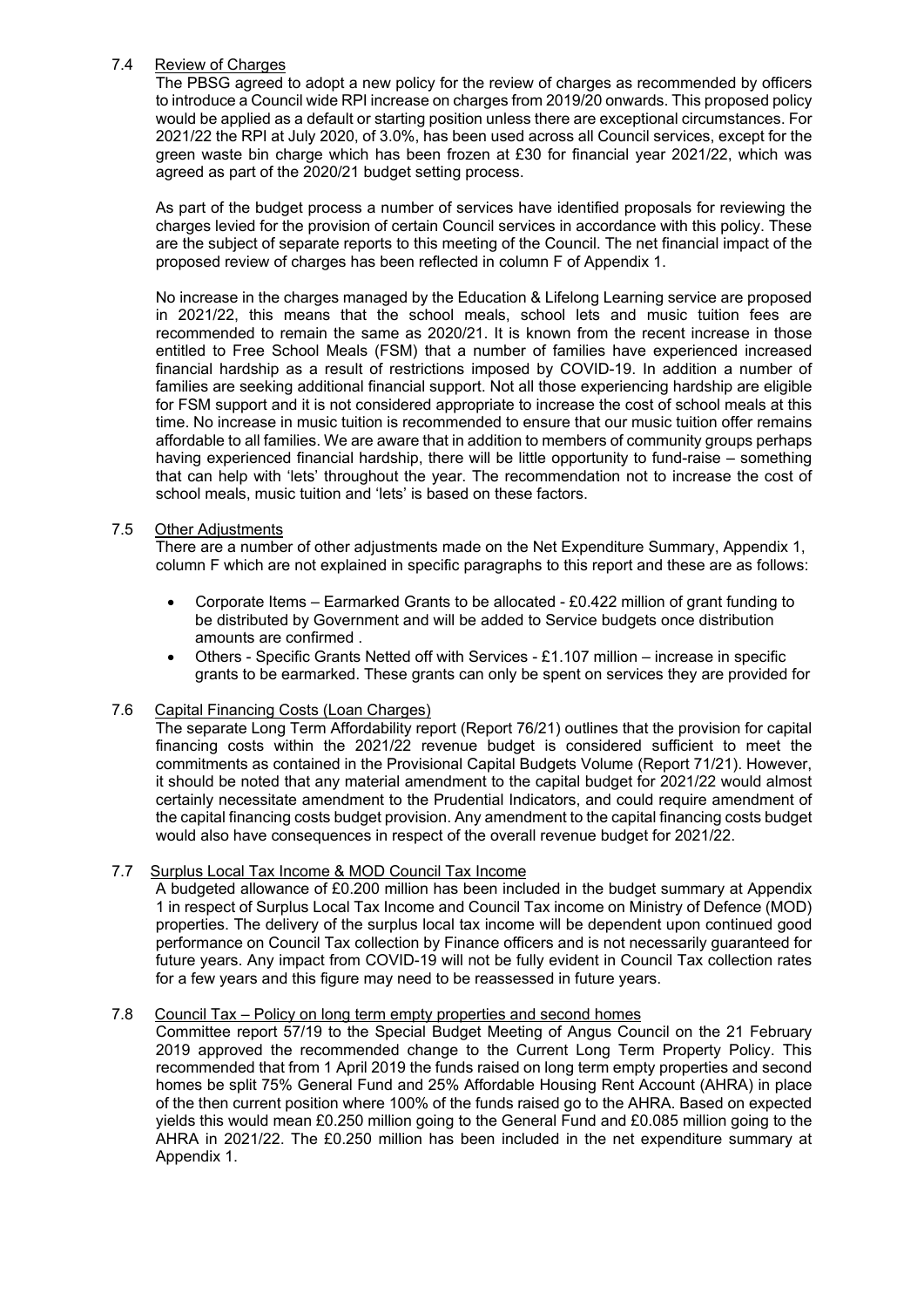7.4 Review of Charges

The PBSG agreed to adopt a new policy for the review of charges as recommended by officers to introduce a Council wide RPI increase on charges from 2019/20 onwards. This proposed policy would be applied as a default or starting position unless there are exceptional circumstances. For 2021/22 the RPI at July 2020, of 3.0%, has been used across all Council services, except for the green waste bin charge which has been frozen at £30 for financial year 2021/22, which was agreed as part of the 2020/21 budget setting process.

As part of the budget process a number of services have identified proposals for reviewing the charges levied for the provision of certain Council services in accordance with this policy. These are the subject of separate reports to this meeting of the Council. The net financial impact of the proposed review of charges has been reflected in column F of Appendix 1.

No increase in the charges managed by the Education & Lifelong Learning service are proposed in 2021/22, this means that the school meals, school lets and music tuition fees are recommended to remain the same as 2020/21. It is known from the recent increase in those entitled to Free School Meals (FSM) that a number of families have experienced increased financial hardship as a result of restrictions imposed by COVID-19. In addition a number of families are seeking additional financial support. Not all those experiencing hardship are eligible for FSM support and it is not considered appropriate to increase the cost of school meals at this time. No increase in music tuition is recommended to ensure that our music tuition offer remains affordable to all families. We are aware that in addition to members of community groups perhaps having experienced financial hardship, there will be little opportunity to fund-raise – something that can help with 'lets' throughout the year. The recommendation not to increase the cost of school meals, music tuition and 'lets' is based on these factors.

7.5 Other Adjustments

There are a number of other adjustments made on the Net Expenditure Summary, Appendix 1, column F which are not explained in specific paragraphs to this report and these are as follows:

- Corporate Items – Earmarked Grants to be allocated - £0.422 million of grant funding to be distributed by Government and will be added to Service budgets once distribution amounts are confirmed .
- Others - Specific Grants Netted off with Services - £1.107 million – increase in specific grants to be earmarked. These grants can only be spent on services they are provided for

7.6 Capital Financing Costs (Loan Charges)

The separate Long Term Affordability report (Report 76/21) outlines that the provision for capital financing costs within the 2021/22 revenue budget is considered sufficient to meet the commitments as contained in the Provisional Capital Budgets Volume (Report 71/21). However, it should be noted that any material amendment to the capital budget for 2021/22 would almost certainly necessitate amendment to the Prudential Indicators, and could require amendment of the capital financing costs budget provision. Any amendment to the capital financing costs budget would also have consequences in respect of the overall revenue budget for 2021/22.

7.7 Surplus Local Tax Income & MOD Council Tax Income

A budgeted allowance of £0.200 million has been included in the budget summary at Appendix 1 in respect of Surplus Local Tax Income and Council Tax income on Ministry of Defence (MOD) properties. The delivery of the surplus local tax income will be dependent upon continued good performance on Council Tax collection by Finance officers and is not necessarily guaranteed for future years. Any impact from COVID-19 will not be fully evident in Council Tax collection rates for a few years and this figure may need to be reassessed in future years.

7.8 Council Tax – Policy on long term empty properties and second homes

Committee report 57/19 to the Special Budget Meeting of Angus Council on the 21 February 2019 approved the recommended change to the Current Long Term Property Policy. This recommended that from 1 April 2019 the funds raised on long term empty properties and second homes be split 75% General Fund and 25% Affordable Housing Rent Account (AHRA) in place of the then current position where 100% of the funds raised go to the AHRA. Based on expected yields this would mean £0.250 million going to the General Fund and £0.085 million going to the AHRA in 2021/22. The £0.250 million has been included in the net expenditure summary at Appendix 1.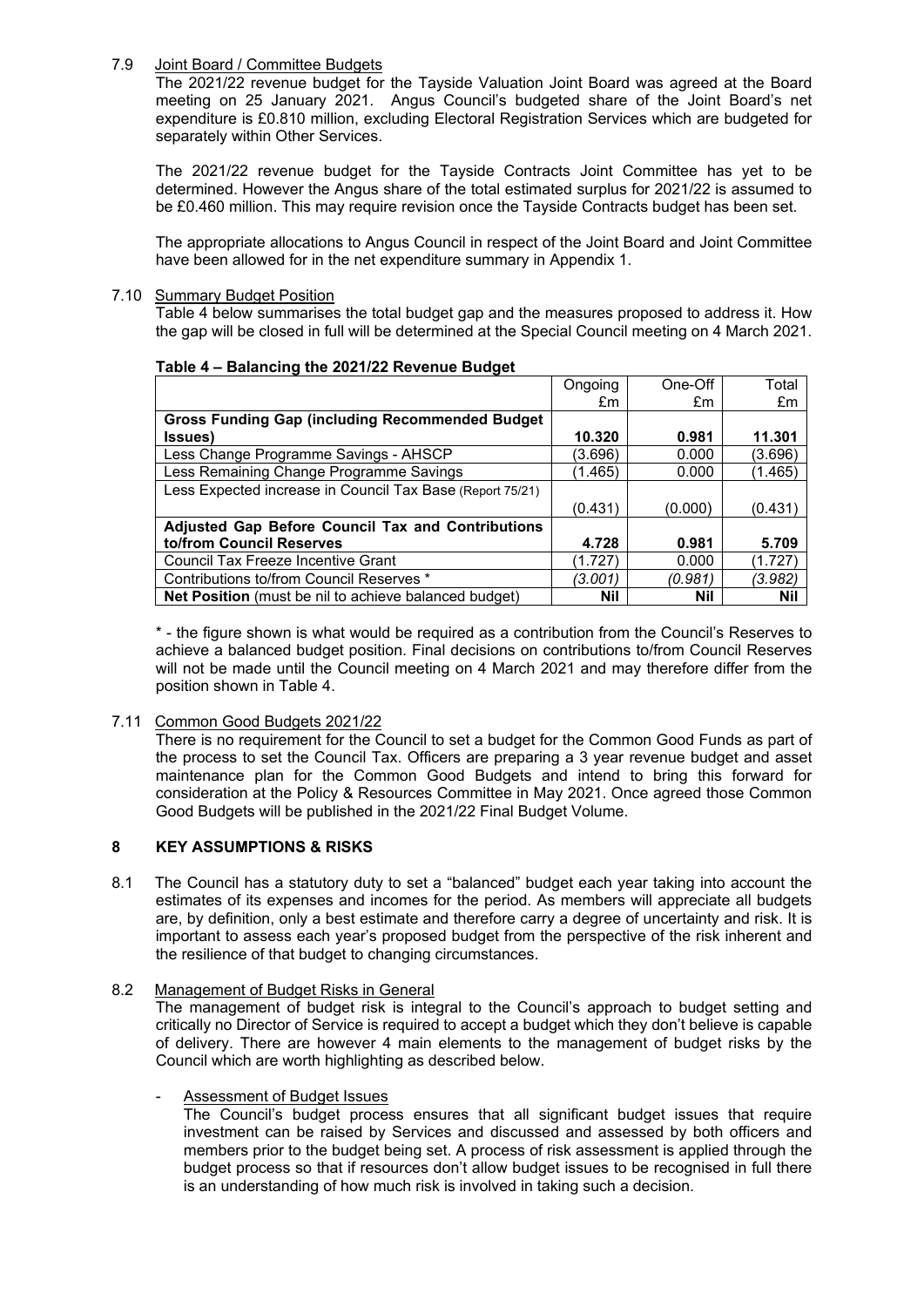7.9 Joint Board / Committee Budgets

The 2021/22 revenue budget for the Tayside Valuation Joint Board was agreed at the Board meeting on 25 January 2021. Angus Council's budgeted share of the Joint Board's net expenditure is £0.810 million, excluding Electoral Registration Services which are budgeted for separately within Other Services.

The 2021/22 revenue budget for the Tayside Contracts Joint Committee has yet to be determined. However the Angus share of the total estimated surplus for 2021/22 is assumed to be £0.460 million. This may require revision once the Tayside Contracts budget has been set.

The appropriate allocations to Angus Council in respect of the Joint Board and Joint Committee have been allowed for in the net expenditure summary in Appendix 1.

7.10 Summary Budget Position

Table 4 below summarises the total budget gap and the measures proposed to address it. How the gap will be closed in full will be determined at the Special Council meeting on 4 March 2021.

**Table 4 – Balancing the 2021/22 Revenue Budget**

| | Ongoing £m | One-Off £m | Total £m |
|---|---|---|---|
| **Gross Funding Gap (including Recommended Budget Issues)** | **10.320** | **0.981** | **11.301** |
| Less Change Programme Savings - AHSCP | (3.696) | 0.000 | (3.696) |
| Less Remaining Change Programme Savings | (1.465) | 0.000 | (1.465) |
| Less Expected increase in Council Tax Base (Report 75/21) | (0.431) | (0.000) | (0.431) |
| **Adjusted Gap Before Council Tax and Contributions to/from Council Reserves** | **4.728** | **0.981** | **5.709** |
| Council Tax Freeze Incentive Grant | (1.727) | 0.000 | (1.727) |
| Contributions to/from Council Reserves * | *(3.001)* | *(0.981)* | *(3.982)* |
| **Net Position** (must be nil to achieve balanced budget) | **Nil** | **Nil** | **Nil** |

* - the figure shown is what would be required as a contribution from the Council's Reserves to achieve a balanced budget position. Final decisions on contributions to/from Council Reserves will not be made until the Council meeting on 4 March 2021 and may therefore differ from the position shown in Table 4.

7.11 Common Good Budgets 2021/22

There is no requirement for the Council to set a budget for the Common Good Funds as part of the process to set the Council Tax. Officers are preparing a 3 year revenue budget and asset maintenance plan for the Common Good Budgets and intend to bring this forward for consideration at the Policy & Resources Committee in May 2021. Once agreed those Common Good Budgets will be published in the 2021/22 Final Budget Volume.

## 8 KEY ASSUMPTIONS & RISKS

8.1 The Council has a statutory duty to set a "balanced" budget each year taking into account the estimates of its expenses and incomes for the period. As members will appreciate all budgets are, by definition, only a best estimate and therefore carry a degree of uncertainty and risk. It is important to assess each year's proposed budget from the perspective of the risk inherent and the resilience of that budget to changing circumstances.

8.2 Management of Budget Risks in General

The management of budget risk is integral to the Council's approach to budget setting and critically no Director of Service is required to accept a budget which they don't believe is capable of delivery. There are however 4 main elements to the management of budget risks by the Council which are worth highlighting as described below.

- Assessment of Budget Issues

  The Council's budget process ensures that all significant budget issues that require investment can be raised by Services and discussed and assessed by both officers and members prior to the budget being set. A process of risk assessment is applied through the budget process so that if resources don't allow budget issues to be recognised in full there is an understanding of how much risk is involved in taking such a decision.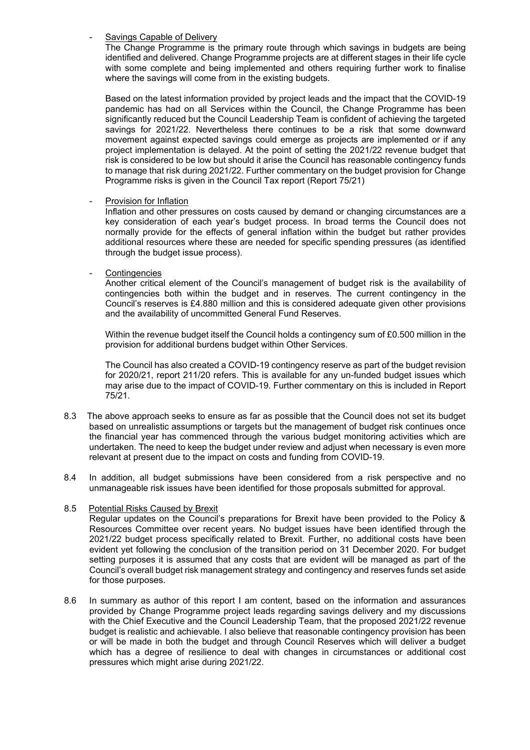- <u>Savings Capable of Delivery</u>

  The Change Programme is the primary route through which savings in budgets are being identified and delivered. Change Programme projects are at different stages in their life cycle with some complete and being implemented and others requiring further work to finalise where the savings will come from in the existing budgets.

  Based on the latest information provided by project leads and the impact that the COVID-19 pandemic has had on all Services within the Council, the Change Programme has been significantly reduced but the Council Leadership Team is confident of achieving the targeted savings for 2021/22. Nevertheless there continues to be a risk that some downward movement against expected savings could emerge as projects are implemented or if any project implementation is delayed. At the point of setting the 2021/22 revenue budget that risk is considered to be low but should it arise the Council has reasonable contingency funds to manage that risk during 2021/22. Further commentary on the budget provision for Change Programme risks is given in the Council Tax report (Report 75/21)

- <u>Provision for Inflation</u>

  Inflation and other pressures on costs caused by demand or changing circumstances are a key consideration of each year's budget process. In broad terms the Council does not normally provide for the effects of general inflation within the budget but rather provides additional resources where these are needed for specific spending pressures (as identified through the budget issue process).

- <u>Contingencies</u>

  Another critical element of the Council's management of budget risk is the availability of contingencies both within the budget and in reserves. The current contingency in the Council's reserves is £4.880 million and this is considered adequate given other provisions and the availability of uncommitted General Fund Reserves.

  Within the revenue budget itself the Council holds a contingency sum of £0.500 million in the provision for additional burdens budget within Other Services.

  The Council has also created a COVID-19 contingency reserve as part of the budget revision for 2020/21, report 211/20 refers. This is available for any un-funded budget issues which may arise due to the impact of COVID-19. Further commentary on this is included in Report 75/21.

8.3 The above approach seeks to ensure as far as possible that the Council does not set its budget based on unrealistic assumptions or targets but the management of budget risk continues once the financial year has commenced through the various budget monitoring activities which are undertaken. The need to keep the budget under review and adjust when necessary is even more relevant at present due to the impact on costs and funding from COVID-19.

8.4 In addition, all budget submissions have been considered from a risk perspective and no unmanageable risk issues have been identified for those proposals submitted for approval.

8.5 <u>Potential Risks Caused by Brexit</u>

Regular updates on the Council's preparations for Brexit have been provided to the Policy & Resources Committee over recent years. No budget issues have been identified through the 2021/22 budget process specifically related to Brexit. Further, no additional costs have been evident yet following the conclusion of the transition period on 31 December 2020. For budget setting purposes it is assumed that any costs that are evident will be managed as part of the Council's overall budget risk management strategy and contingency and reserves funds set aside for those purposes.

8.6 In summary as author of this report I am content, based on the information and assurances provided by Change Programme project leads regarding savings delivery and my discussions with the Chief Executive and the Council Leadership Team, that the proposed 2021/22 revenue budget is realistic and achievable. I also believe that reasonable contingency provision has been or will be made in both the budget and through Council Reserves which will deliver a budget which has a degree of resilience to deal with changes in circumstances or additional cost pressures which might arise during 2021/22.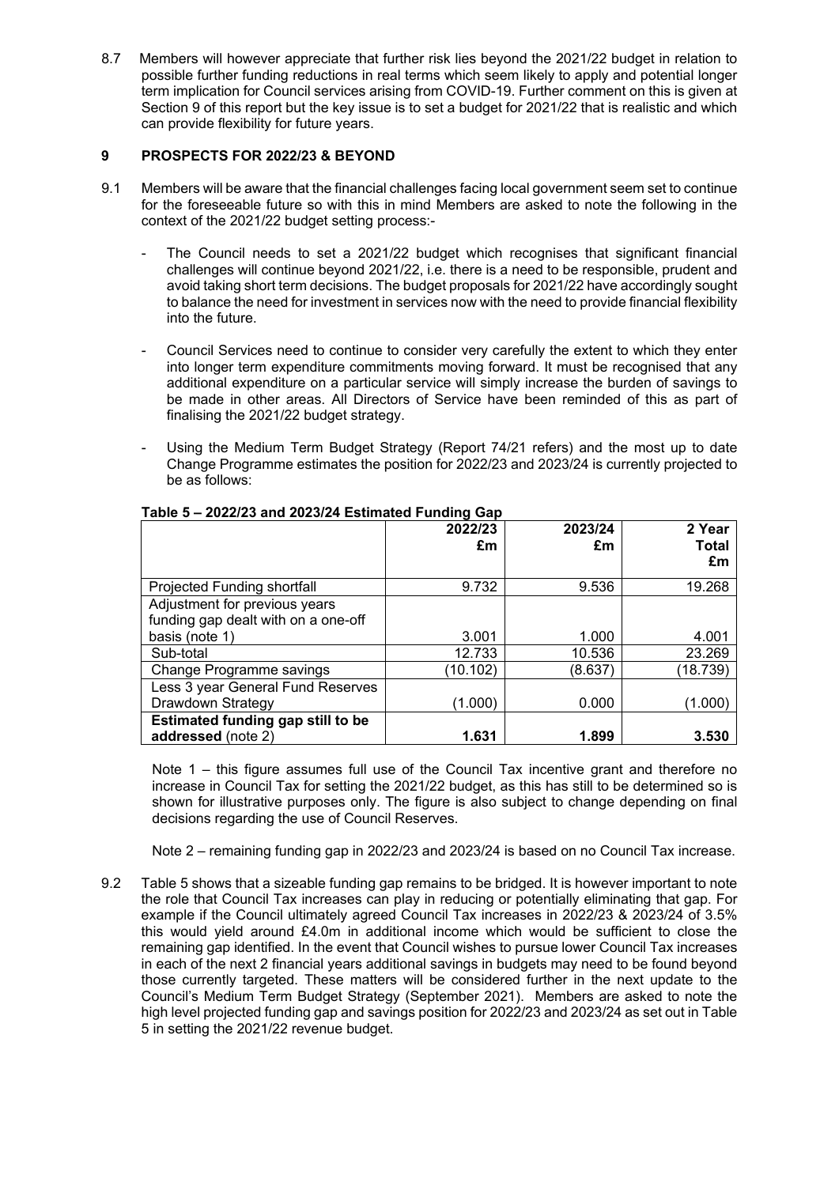8.7 Members will however appreciate that further risk lies beyond the 2021/22 budget in relation to possible further funding reductions in real terms which seem likely to apply and potential longer term implication for Council services arising from COVID-19. Further comment on this is given at Section 9 of this report but the key issue is to set a budget for 2021/22 that is realistic and which can provide flexibility for future years.

## 9 PROSPECTS FOR 2022/23 & BEYOND

9.1 Members will be aware that the financial challenges facing local government seem set to continue for the foreseeable future so with this in mind Members are asked to note the following in the context of the 2021/22 budget setting process:-

- The Council needs to set a 2021/22 budget which recognises that significant financial challenges will continue beyond 2021/22, i.e. there is a need to be responsible, prudent and avoid taking short term decisions. The budget proposals for 2021/22 have accordingly sought to balance the need for investment in services now with the need to provide financial flexibility into the future.

- Council Services need to continue to consider very carefully the extent to which they enter into longer term expenditure commitments moving forward. It must be recognised that any additional expenditure on a particular service will simply increase the burden of savings to be made in other areas. All Directors of Service have been reminded of this as part of finalising the 2021/22 budget strategy.

- Using the Medium Term Budget Strategy (Report 74/21 refers) and the most up to date Change Programme estimates the position for 2022/23 and 2023/24 is currently projected to be as follows:

**Table 5 – 2022/23 and 2023/24 Estimated Funding Gap**

| | 2022/23 £m | 2023/24 £m | 2 Year Total £m |
|---|---|---|---|
| Projected Funding shortfall | 9.732 | 9.536 | 19.268 |
| Adjustment for previous years funding gap dealt with on a one-off basis (note 1) | 3.001 | 1.000 | 4.001 |
| Sub-total | 12.733 | 10.536 | 23.269 |
| Change Programme savings | (10.102) | (8.637) | (18.739) |
| Less 3 year General Fund Reserves Drawdown Strategy | (1.000) | 0.000 | (1.000) |
| **Estimated funding gap still to be addressed** (note 2) | **1.631** | **1.899** | **3.530** |

Note 1 – this figure assumes full use of the Council Tax incentive grant and therefore no increase in Council Tax for setting the 2021/22 budget, as this has still to be determined so is shown for illustrative purposes only. The figure is also subject to change depending on final decisions regarding the use of Council Reserves.

Note 2 – remaining funding gap in 2022/23 and 2023/24 is based on no Council Tax increase.

9.2 Table 5 shows that a sizeable funding gap remains to be bridged. It is however important to note the role that Council Tax increases can play in reducing or potentially eliminating that gap. For example if the Council ultimately agreed Council Tax increases in 2022/23 & 2023/24 of 3.5% this would yield around £4.0m in additional income which would be sufficient to close the remaining gap identified. In the event that Council wishes to pursue lower Council Tax increases in each of the next 2 financial years additional savings in budgets may need to be found beyond those currently targeted. These matters will be considered further in the next update to the Council's Medium Term Budget Strategy (September 2021). Members are asked to note the high level projected funding gap and savings position for 2022/23 and 2023/24 as set out in Table 5 in setting the 2021/22 revenue budget.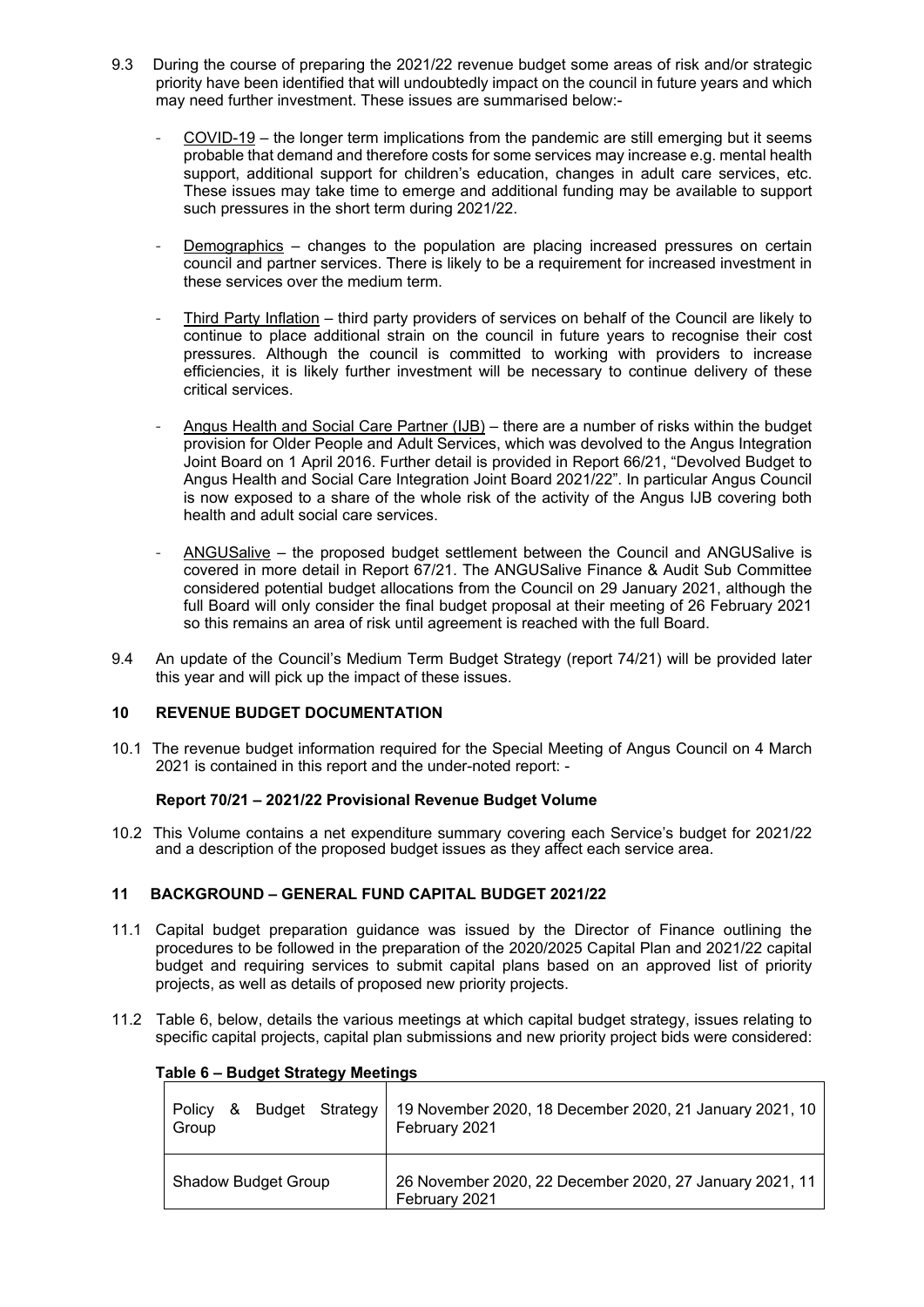9.3 During the course of preparing the 2021/22 revenue budget some areas of risk and/or strategic priority have been identified that will undoubtedly impact on the council in future years and which may need further investment. These issues are summarised below:-

- COVID-19 – the longer term implications from the pandemic are still emerging but it seems probable that demand and therefore costs for some services may increase e.g. mental health support, additional support for children's education, changes in adult care services, etc. These issues may take time to emerge and additional funding may be available to support such pressures in the short term during 2021/22.

- Demographics – changes to the population are placing increased pressures on certain council and partner services. There is likely to be a requirement for increased investment in these services over the medium term.

- Third Party Inflation – third party providers of services on behalf of the Council are likely to continue to place additional strain on the council in future years to recognise their cost pressures. Although the council is committed to working with providers to increase efficiencies, it is likely further investment will be necessary to continue delivery of these critical services.

- Angus Health and Social Care Partner (IJB) – there are a number of risks within the budget provision for Older People and Adult Services, which was devolved to the Angus Integration Joint Board on 1 April 2016. Further detail is provided in Report 66/21, "Devolved Budget to Angus Health and Social Care Integration Joint Board 2021/22". In particular Angus Council is now exposed to a share of the whole risk of the activity of the Angus IJB covering both health and adult social care services.

- ANGUSalive – the proposed budget settlement between the Council and ANGUSalive is covered in more detail in Report 67/21. The ANGUSalive Finance & Audit Sub Committee considered potential budget allocations from the Council on 29 January 2021, although the full Board will only consider the final budget proposal at their meeting of 26 February 2021 so this remains an area of risk until agreement is reached with the full Board.

9.4 An update of the Council's Medium Term Budget Strategy (report 74/21) will be provided later this year and will pick up the impact of these issues.

## 10 REVENUE BUDGET DOCUMENTATION

10.1 The revenue budget information required for the Special Meeting of Angus Council on 4 March 2021 is contained in this report and the under-noted report: -

**Report 70/21 – 2021/22 Provisional Revenue Budget Volume**

10.2 This Volume contains a net expenditure summary covering each Service's budget for 2021/22 and a description of the proposed budget issues as they affect each service area.

## 11 BACKGROUND – GENERAL FUND CAPITAL BUDGET 2021/22

11.1 Capital budget preparation guidance was issued by the Director of Finance outlining the procedures to be followed in the preparation of the 2020/2025 Capital Plan and 2021/22 capital budget and requiring services to submit capital plans based on an approved list of priority projects, as well as details of proposed new priority projects.

11.2 Table 6, below, details the various meetings at which capital budget strategy, issues relating to specific capital projects, capital plan submissions and new priority project bids were considered:

**Table 6 – Budget Strategy Meetings**

| | |
|---|---|
| Policy & Budget Strategy Group | 19 November 2020, 18 December 2020, 21 January 2021, 10 February 2021 |
| Shadow Budget Group | 26 November 2020, 22 December 2020, 27 January 2021, 11 February 2021 |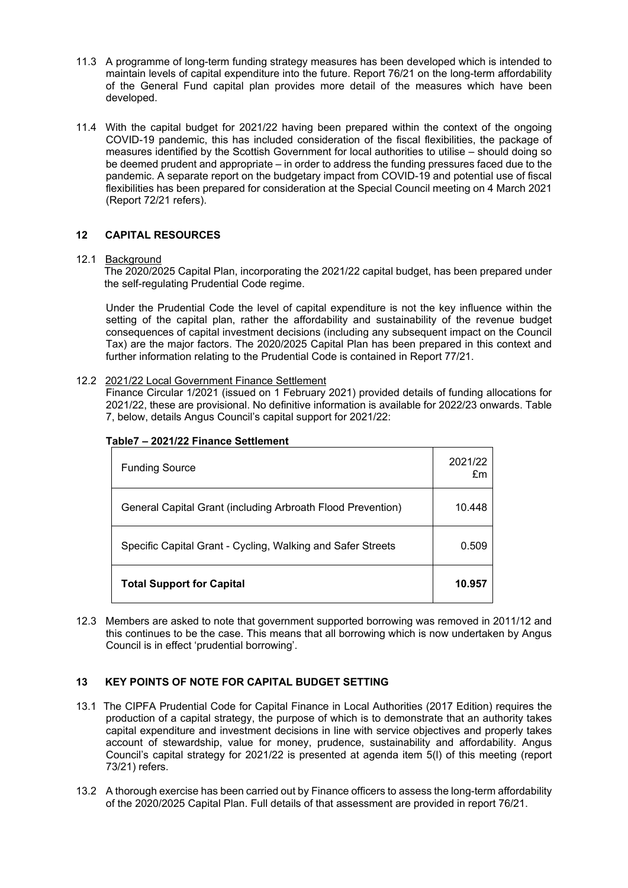11.3 A programme of long-term funding strategy measures has been developed which is intended to maintain levels of capital expenditure into the future. Report 76/21 on the long-term affordability of the General Fund capital plan provides more detail of the measures which have been developed.

11.4 With the capital budget for 2021/22 having been prepared within the context of the ongoing COVID-19 pandemic, this has included consideration of the fiscal flexibilities, the package of measures identified by the Scottish Government for local authorities to utilise – should doing so be deemed prudent and appropriate – in order to address the funding pressures faced due to the pandemic. A separate report on the budgetary impact from COVID-19 and potential use of fiscal flexibilities has been prepared for consideration at the Special Council meeting on 4 March 2021 (Report 72/21 refers).

## 12 CAPITAL RESOURCES

12.1 Background

The 2020/2025 Capital Plan, incorporating the 2021/22 capital budget, has been prepared under the self-regulating Prudential Code regime.

Under the Prudential Code the level of capital expenditure is not the key influence within the setting of the capital plan, rather the affordability and sustainability of the revenue budget consequences of capital investment decisions (including any subsequent impact on the Council Tax) are the major factors. The 2020/2025 Capital Plan has been prepared in this context and further information relating to the Prudential Code is contained in Report 77/21.

12.2 2021/22 Local Government Finance Settlement

Finance Circular 1/2021 (issued on 1 February 2021) provided details of funding allocations for 2021/22, these are provisional. No definitive information is available for 2022/23 onwards. Table 7, below, details Angus Council's capital support for 2021/22:

**Table7 – 2021/22 Finance Settlement**

| Funding Source | 2021/22 £m |
|---|---|
| General Capital Grant (including Arbroath Flood Prevention) | 10.448 |
| Specific Capital Grant - Cycling, Walking and Safer Streets | 0.509 |
| **Total Support for Capital** | **10.957** |

12.3 Members are asked to note that government supported borrowing was removed in 2011/12 and this continues to be the case. This means that all borrowing which is now undertaken by Angus Council is in effect 'prudential borrowing'.

## 13 KEY POINTS OF NOTE FOR CAPITAL BUDGET SETTING

13.1 The CIPFA Prudential Code for Capital Finance in Local Authorities (2017 Edition) requires the production of a capital strategy, the purpose of which is to demonstrate that an authority takes capital expenditure and investment decisions in line with service objectives and properly takes account of stewardship, value for money, prudence, sustainability and affordability. Angus Council's capital strategy for 2021/22 is presented at agenda item 5(l) of this meeting (report 73/21) refers.

13.2 A thorough exercise has been carried out by Finance officers to assess the long-term affordability of the 2020/2025 Capital Plan. Full details of that assessment are provided in report 76/21.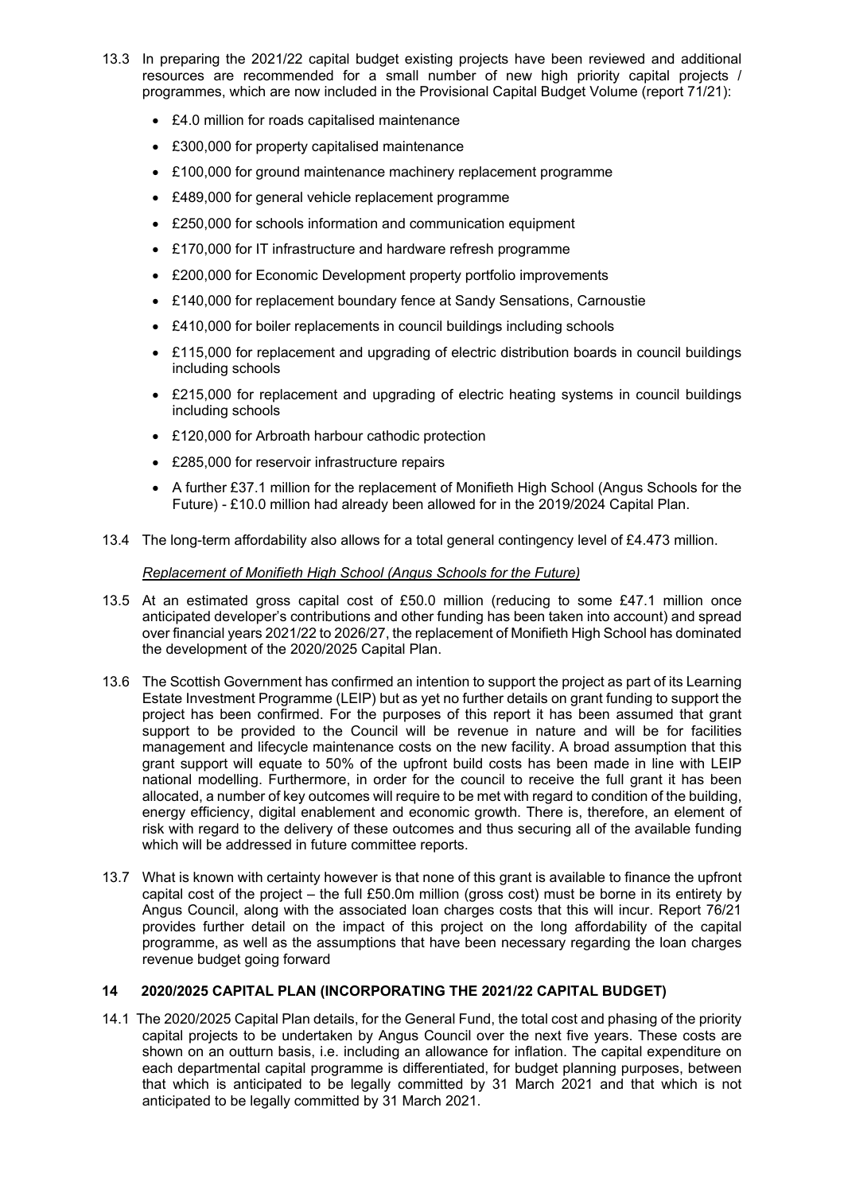13.3 In preparing the 2021/22 capital budget existing projects have been reviewed and additional resources are recommended for a small number of new high priority capital projects / programmes, which are now included in the Provisional Capital Budget Volume (report 71/21):

- £4.0 million for roads capitalised maintenance
- £300,000 for property capitalised maintenance
- £100,000 for ground maintenance machinery replacement programme
- £489,000 for general vehicle replacement programme
- £250,000 for schools information and communication equipment
- £170,000 for IT infrastructure and hardware refresh programme
- £200,000 for Economic Development property portfolio improvements
- £140,000 for replacement boundary fence at Sandy Sensations, Carnoustie
- £410,000 for boiler replacements in council buildings including schools
- £115,000 for replacement and upgrading of electric distribution boards in council buildings including schools
- £215,000 for replacement and upgrading of electric heating systems in council buildings including schools
- £120,000 for Arbroath harbour cathodic protection
- £285,000 for reservoir infrastructure repairs
- A further £37.1 million for the replacement of Monifieth High School (Angus Schools for the Future) - £10.0 million had already been allowed for in the 2019/2024 Capital Plan.

13.4 The long-term affordability also allows for a total general contingency level of £4.473 million.

*Replacement of Monifieth High School (Angus Schools for the Future)*

13.5 At an estimated gross capital cost of £50.0 million (reducing to some £47.1 million once anticipated developer's contributions and other funding has been taken into account) and spread over financial years 2021/22 to 2026/27, the replacement of Monifieth High School has dominated the development of the 2020/2025 Capital Plan.

13.6 The Scottish Government has confirmed an intention to support the project as part of its Learning Estate Investment Programme (LEIP) but as yet no further details on grant funding to support the project has been confirmed. For the purposes of this report it has been assumed that grant support to be provided to the Council will be revenue in nature and will be for facilities management and lifecycle maintenance costs on the new facility. A broad assumption that this grant support will equate to 50% of the upfront build costs has been made in line with LEIP national modelling. Furthermore, in order for the council to receive the full grant it has been allocated, a number of key outcomes will require to be met with regard to condition of the building, energy efficiency, digital enablement and economic growth. There is, therefore, an element of risk with regard to the delivery of these outcomes and thus securing all of the available funding which will be addressed in future committee reports.

13.7 What is known with certainty however is that none of this grant is available to finance the upfront capital cost of the project – the full £50.0m million (gross cost) must be borne in its entirety by Angus Council, along with the associated loan charges costs that this will incur. Report 76/21 provides further detail on the impact of this project on the long affordability of the capital programme, as well as the assumptions that have been necessary regarding the loan charges revenue budget going forward

## 14 2020/2025 CAPITAL PLAN (INCORPORATING THE 2021/22 CAPITAL BUDGET)

14.1 The 2020/2025 Capital Plan details, for the General Fund, the total cost and phasing of the priority capital projects to be undertaken by Angus Council over the next five years. These costs are shown on an outturn basis, i.e. including an allowance for inflation. The capital expenditure on each departmental capital programme is differentiated, for budget planning purposes, between that which is anticipated to be legally committed by 31 March 2021 and that which is not anticipated to be legally committed by 31 March 2021.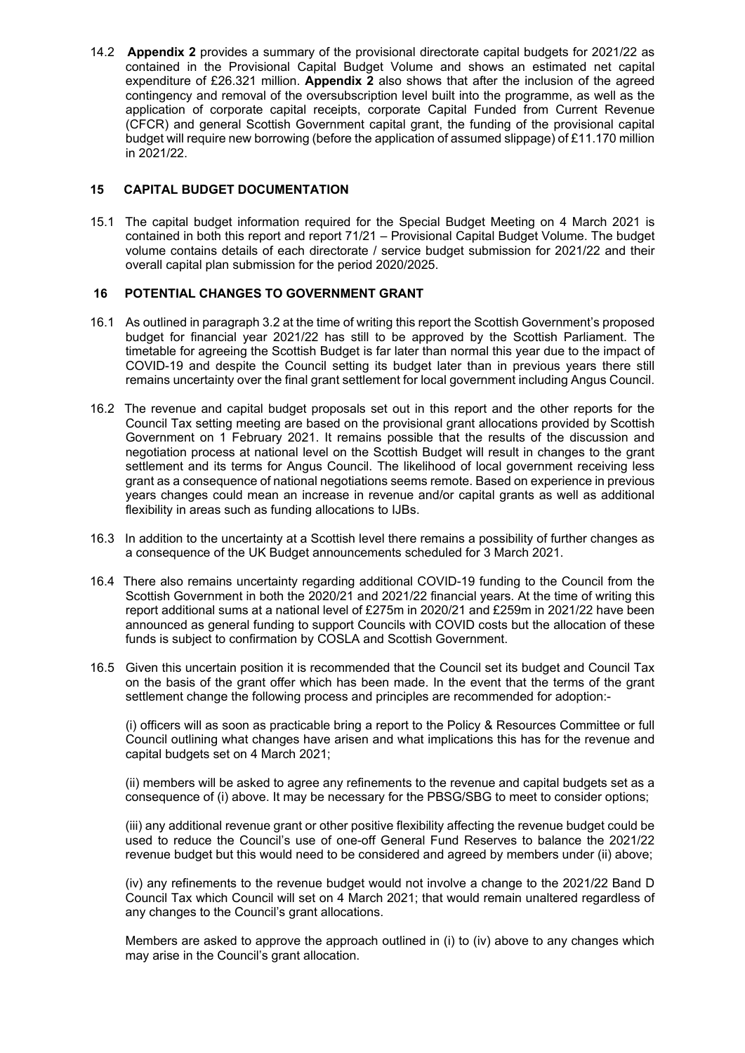14.2 **Appendix 2** provides a summary of the provisional directorate capital budgets for 2021/22 as contained in the Provisional Capital Budget Volume and shows an estimated net capital expenditure of £26.321 million. **Appendix 2** also shows that after the inclusion of the agreed contingency and removal of the oversubscription level built into the programme, as well as the application of corporate capital receipts, corporate Capital Funded from Current Revenue (CFCR) and general Scottish Government capital grant, the funding of the provisional capital budget will require new borrowing (before the application of assumed slippage) of £11.170 million in 2021/22.

## 15 CAPITAL BUDGET DOCUMENTATION

15.1 The capital budget information required for the Special Budget Meeting on 4 March 2021 is contained in both this report and report 71/21 – Provisional Capital Budget Volume. The budget volume contains details of each directorate / service budget submission for 2021/22 and their overall capital plan submission for the period 2020/2025.

## 16 POTENTIAL CHANGES TO GOVERNMENT GRANT

16.1 As outlined in paragraph 3.2 at the time of writing this report the Scottish Government's proposed budget for financial year 2021/22 has still to be approved by the Scottish Parliament. The timetable for agreeing the Scottish Budget is far later than normal this year due to the impact of COVID-19 and despite the Council setting its budget later than in previous years there still remains uncertainty over the final grant settlement for local government including Angus Council.

16.2 The revenue and capital budget proposals set out in this report and the other reports for the Council Tax setting meeting are based on the provisional grant allocations provided by Scottish Government on 1 February 2021. It remains possible that the results of the discussion and negotiation process at national level on the Scottish Budget will result in changes to the grant settlement and its terms for Angus Council. The likelihood of local government receiving less grant as a consequence of national negotiations seems remote. Based on experience in previous years changes could mean an increase in revenue and/or capital grants as well as additional flexibility in areas such as funding allocations to IJBs.

16.3 In addition to the uncertainty at a Scottish level there remains a possibility of further changes as a consequence of the UK Budget announcements scheduled for 3 March 2021.

16.4 There also remains uncertainty regarding additional COVID-19 funding to the Council from the Scottish Government in both the 2020/21 and 2021/22 financial years. At the time of writing this report additional sums at a national level of £275m in 2020/21 and £259m in 2021/22 have been announced as general funding to support Councils with COVID costs but the allocation of these funds is subject to confirmation by COSLA and Scottish Government.

16.5 Given this uncertain position it is recommended that the Council set its budget and Council Tax on the basis of the grant offer which has been made. In the event that the terms of the grant settlement change the following process and principles are recommended for adoption:-

(i) officers will as soon as practicable bring a report to the Policy & Resources Committee or full Council outlining what changes have arisen and what implications this has for the revenue and capital budgets set on 4 March 2021;

(ii) members will be asked to agree any refinements to the revenue and capital budgets set as a consequence of (i) above. It may be necessary for the PBSG/SBG to meet to consider options;

(iii) any additional revenue grant or other positive flexibility affecting the revenue budget could be used to reduce the Council's use of one-off General Fund Reserves to balance the 2021/22 revenue budget but this would need to be considered and agreed by members under (ii) above;

(iv) any refinements to the revenue budget would not involve a change to the 2021/22 Band D Council Tax which Council will set on 4 March 2021; that would remain unaltered regardless of any changes to the Council's grant allocations.

Members are asked to approve the approach outlined in (i) to (iv) above to any changes which may arise in the Council's grant allocation.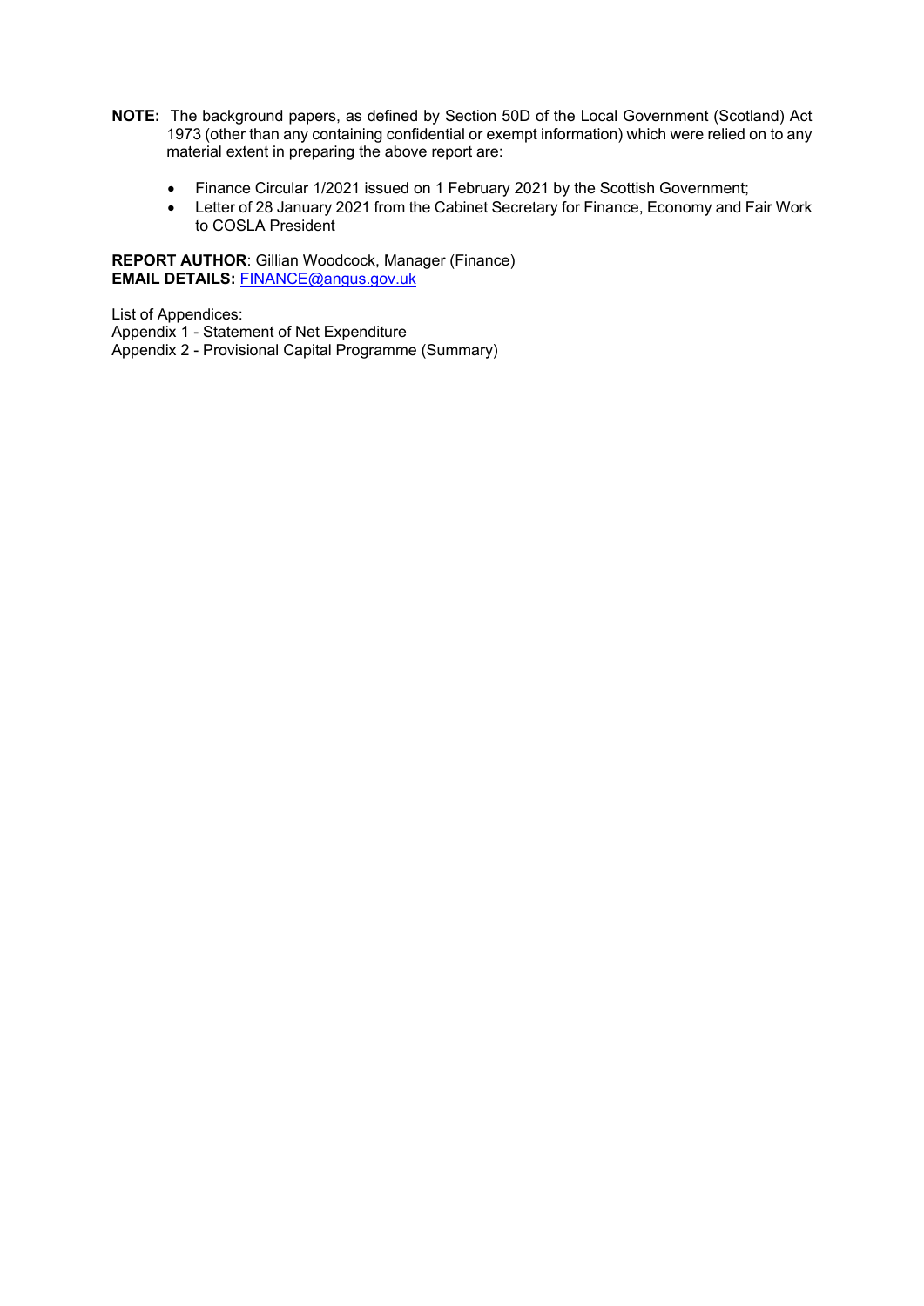**NOTE:** The background papers, as defined by Section 50D of the Local Government (Scotland) Act 1973 (other than any containing confidential or exempt information) which were relied on to any material extent in preparing the above report are:

- Finance Circular 1/2021 issued on 1 February 2021 by the Scottish Government;
- Letter of 28 January 2021 from the Cabinet Secretary for Finance, Economy and Fair Work to COSLA President

**REPORT AUTHOR**: Gillian Woodcock, Manager (Finance)
**EMAIL DETAILS:** FINANCE@angus.gov.uk

List of Appendices:
Appendix 1 - Statement of Net Expenditure
Appendix 2 - Provisional Capital Programme (Summary)